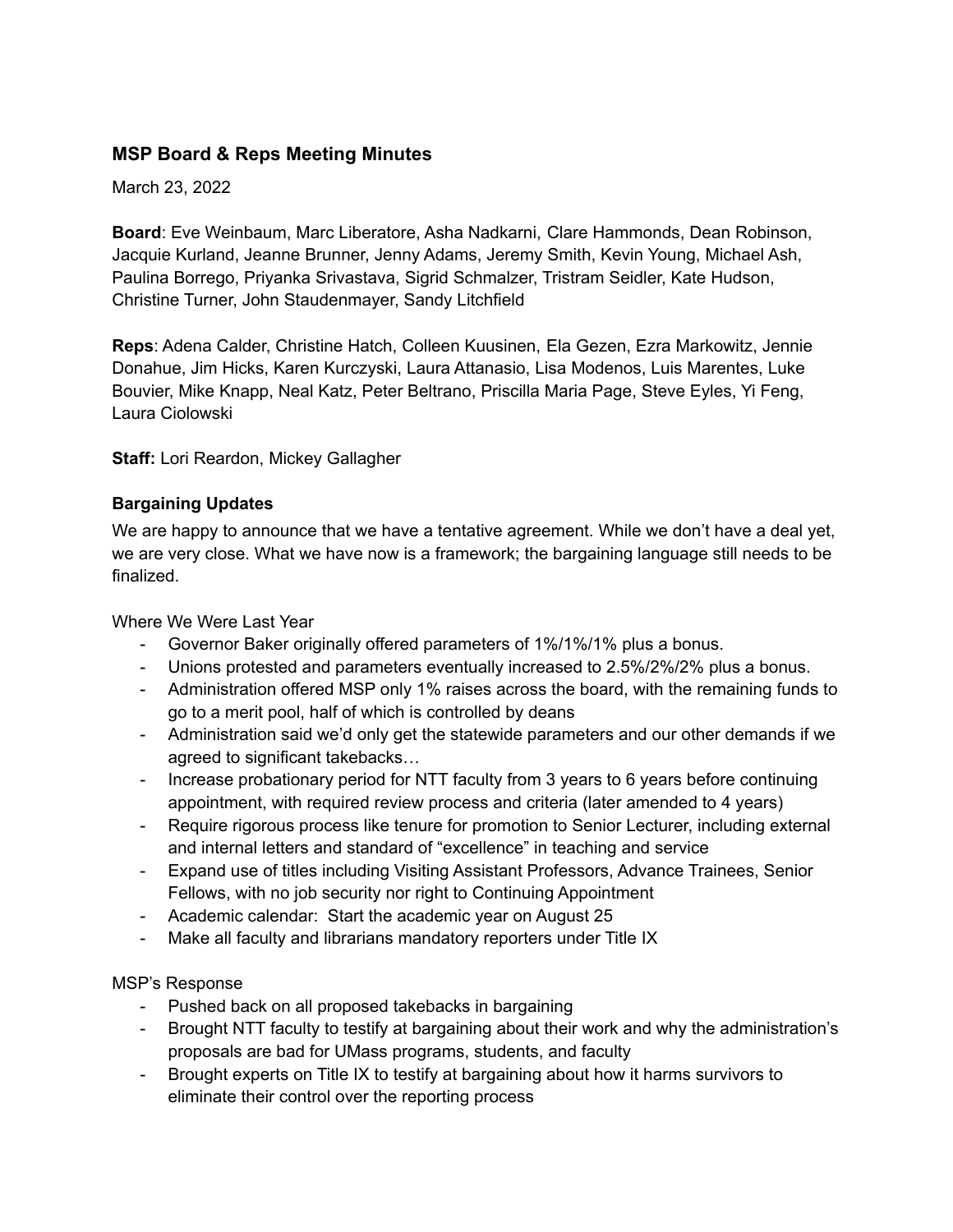### MSP Board & Reps Meeting Minutes

March 23, 2022

**Board**: Eve Weinbaum, Marc Liberatore, Asha Nadkarni, Clare Hammonds, Dean Robinson, Jacquie Kurland, Jeanne Brunner, Jenny Adams, Jeremy Smith, Kevin Young, Michael Ash, Paulina Borrego, Priyanka Srivastava, Sigrid Schmalzer, Tristram Seidler, Kate Hudson, Christine Turner, John Staudenmayer, Sandy Litchfield

**Reps**: Adena Calder, Christine Hatch, Colleen Kuusinen, Ela Gezen, Ezra Markowitz, Jennie Donahue, Jim Hicks, Karen Kurczyski, Laura Attanasio, Lisa Modenos, Luis Marentes, Luke Bouvier, Mike Knapp, Neal Katz, Peter Beltrano, Priscilla Maria Page, Steve Eyles, Yi Feng, Laura Ciolowski

**Staff:** Lori Reardon, Mickey Gallagher

**Bargaining Updates**

We are happy to announce that we have a tentative agreement. While we don't have a deal yet, we are very close. What we have now is a framework; the bargaining language still needs to be finalized.

Where We Were Last Year

- Governor Baker originally offered parameters of 1%/1%/1% plus a bonus.
- Unions protested and parameters eventually increased to 2.5%/2%/2% plus a bonus.
- Administration offered MSP only 1% raises across the board, with the remaining funds to go to a merit pool, half of which is controlled by deans
- Administration said we'd only get the statewide parameters and our other demands if we agreed to significant takebacks…
- Increase probationary period for NTT faculty from 3 years to 6 years before continuing appointment, with required review process and criteria (later amended to 4 years)
- Require rigorous process like tenure for promotion to Senior Lecturer, including external and internal letters and standard of "excellence" in teaching and service
- Expand use of titles including Visiting Assistant Professors, Advance Trainees, Senior Fellows, with no job security nor right to Continuing Appointment
- Academic calendar: Start the academic year on August 25
- Make all faculty and librarians mandatory reporters under Title IX

MSP's Response

- Pushed back on all proposed takebacks in bargaining
- Brought NTT faculty to testify at bargaining about their work and why the administration's proposals are bad for UMass programs, students, and faculty
- Brought experts on Title IX to testify at bargaining about how it harms survivors to eliminate their control over the reporting process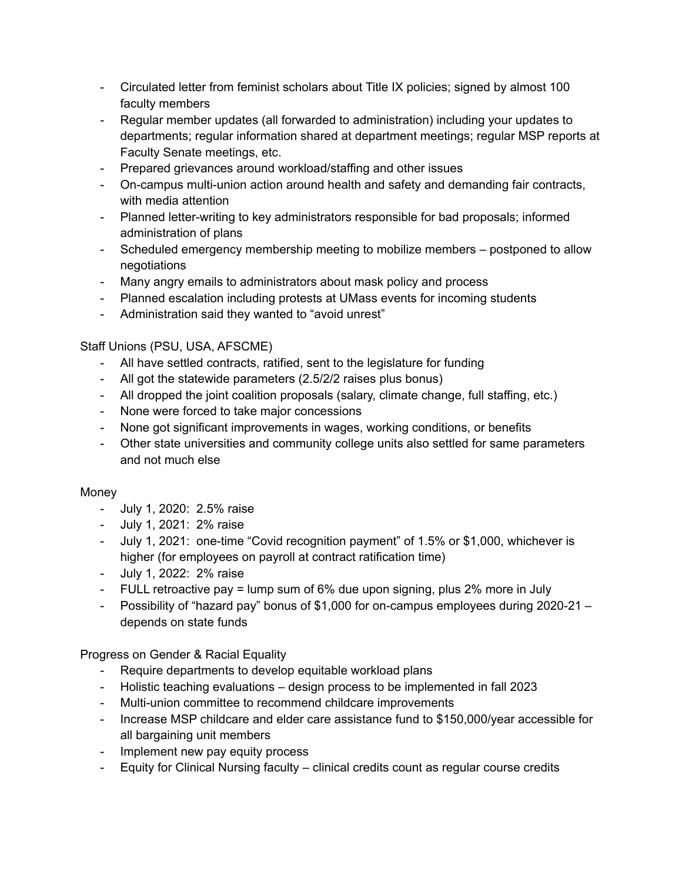- Circulated letter from feminist scholars about Title IX policies; signed by almost 100 faculty members
- Regular member updates (all forwarded to administration) including your updates to departments; regular information shared at department meetings; regular MSP reports at Faculty Senate meetings, etc.
- Prepared grievances around workload/staffing and other issues
- On-campus multi-union action around health and safety and demanding fair contracts, with media attention
- Planned letter-writing to key administrators responsible for bad proposals; informed administration of plans
- Scheduled emergency membership meeting to mobilize members – postponed to allow negotiations
- Many angry emails to administrators about mask policy and process
- Planned escalation including protests at UMass events for incoming students
- Administration said they wanted to "avoid unrest"

Staff Unions (PSU, USA, AFSCME)

- All have settled contracts, ratified, sent to the legislature for funding
- All got the statewide parameters (2.5/2/2 raises plus bonus)
- All dropped the joint coalition proposals (salary, climate change, full staffing, etc.)
- None were forced to take major concessions
- None got significant improvements in wages, working conditions, or benefits
- Other state universities and community college units also settled for same parameters and not much else

Money

- July 1, 2020: 2.5% raise
- July 1, 2021: 2% raise
- July 1, 2021: one-time "Covid recognition payment" of 1.5% or $1,000, whichever is higher (for employees on payroll at contract ratification time)
- July 1, 2022: 2% raise
- FULL retroactive pay = lump sum of 6% due upon signing, plus 2% more in July
- Possibility of "hazard pay" bonus of $1,000 for on-campus employees during 2020-21 – depends on state funds

Progress on Gender & Racial Equality

- Require departments to develop equitable workload plans
- Holistic teaching evaluations – design process to be implemented in fall 2023
- Multi-union committee to recommend childcare improvements
- Increase MSP childcare and elder care assistance fund to $150,000/year accessible for all bargaining unit members
- Implement new pay equity process
- Equity for Clinical Nursing faculty – clinical credits count as regular course credits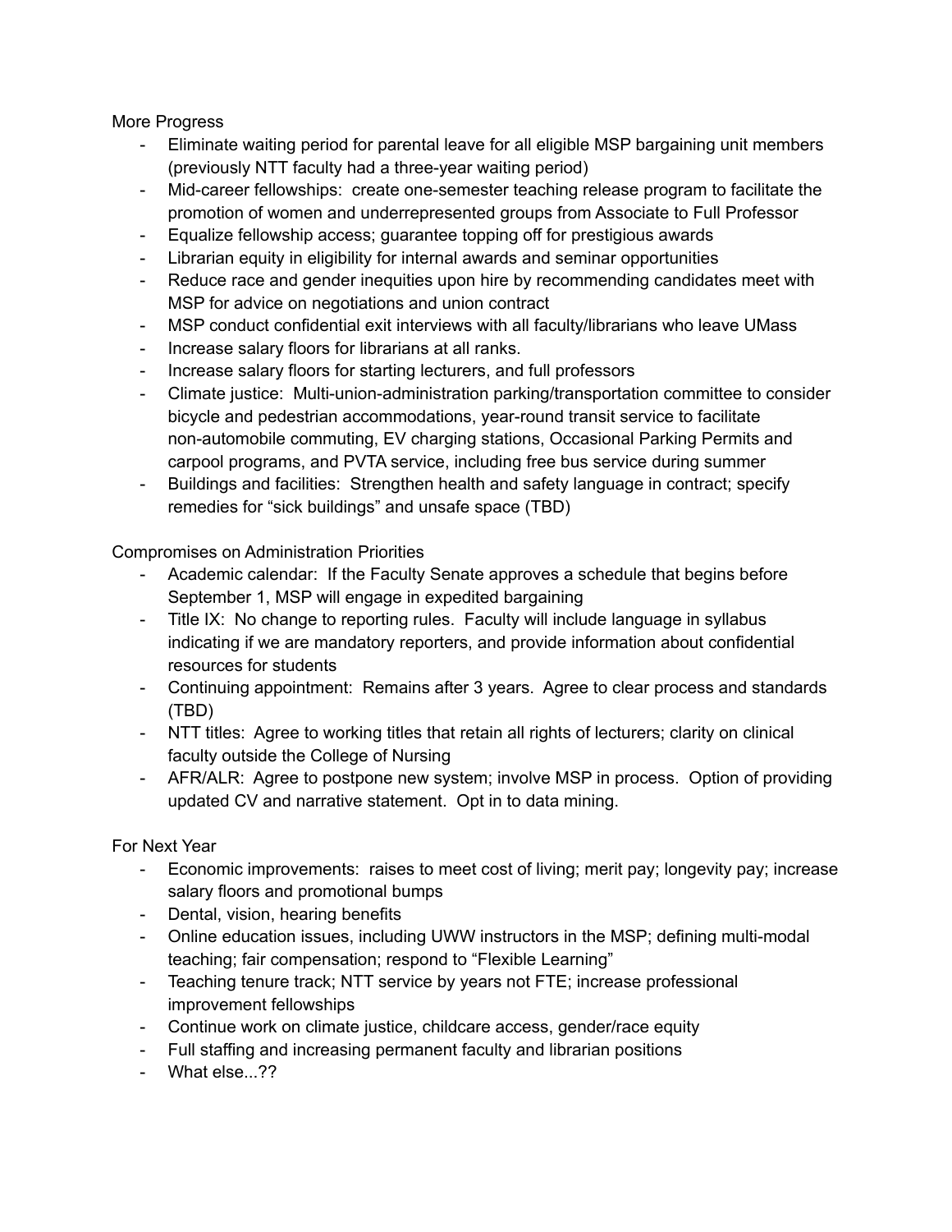More Progress

- Eliminate waiting period for parental leave for all eligible MSP bargaining unit members (previously NTT faculty had a three-year waiting period)
- Mid-career fellowships: create one-semester teaching release program to facilitate the promotion of women and underrepresented groups from Associate to Full Professor
- Equalize fellowship access; guarantee topping off for prestigious awards
- Librarian equity in eligibility for internal awards and seminar opportunities
- Reduce race and gender inequities upon hire by recommending candidates meet with MSP for advice on negotiations and union contract
- MSP conduct confidential exit interviews with all faculty/librarians who leave UMass
- Increase salary floors for librarians at all ranks.
- Increase salary floors for starting lecturers, and full professors
- Climate justice: Multi-union-administration parking/transportation committee to consider bicycle and pedestrian accommodations, year-round transit service to facilitate non-automobile commuting, EV charging stations, Occasional Parking Permits and carpool programs, and PVTA service, including free bus service during summer
- Buildings and facilities: Strengthen health and safety language in contract; specify remedies for "sick buildings" and unsafe space (TBD)

Compromises on Administration Priorities

- Academic calendar: If the Faculty Senate approves a schedule that begins before September 1, MSP will engage in expedited bargaining
- Title IX: No change to reporting rules. Faculty will include language in syllabus indicating if we are mandatory reporters, and provide information about confidential resources for students
- Continuing appointment: Remains after 3 years. Agree to clear process and standards (TBD)
- NTT titles: Agree to working titles that retain all rights of lecturers; clarity on clinical faculty outside the College of Nursing
- AFR/ALR: Agree to postpone new system; involve MSP in process. Option of providing updated CV and narrative statement. Opt in to data mining.

For Next Year

- Economic improvements: raises to meet cost of living; merit pay; longevity pay; increase salary floors and promotional bumps
- Dental, vision, hearing benefits
- Online education issues, including UWW instructors in the MSP; defining multi-modal teaching; fair compensation; respond to "Flexible Learning"
- Teaching tenure track; NTT service by years not FTE; increase professional improvement fellowships
- Continue work on climate justice, childcare access, gender/race equity
- Full staffing and increasing permanent faculty and librarian positions
- What else...??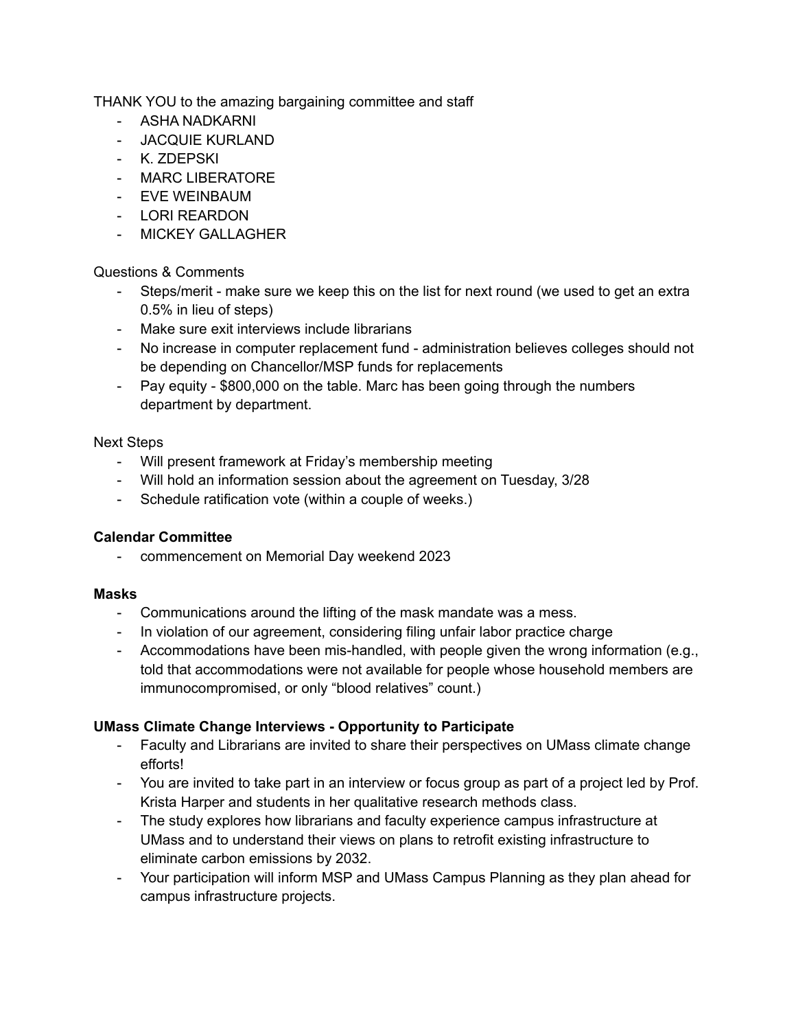THANK YOU to the amazing bargaining committee and staff

- ASHA NADKARNI
- JACQUIE KURLAND
- K. ZDEPSKI
- MARC LIBERATORE
- EVE WEINBAUM
- LORI REARDON
- MICKEY GALLAGHER

Questions & Comments

- Steps/merit - make sure we keep this on the list for next round (we used to get an extra 0.5% in lieu of steps)
- Make sure exit interviews include librarians
- No increase in computer replacement fund - administration believes colleges should not be depending on Chancellor/MSP funds for replacements
- Pay equity - $800,000 on the table. Marc has been going through the numbers department by department.

Next Steps

- Will present framework at Friday's membership meeting
- Will hold an information session about the agreement on Tuesday, 3/28
- Schedule ratification vote (within a couple of weeks.)

**Calendar Committee**

- commencement on Memorial Day weekend 2023

**Masks**

- Communications around the lifting of the mask mandate was a mess.
- In violation of our agreement, considering filing unfair labor practice charge
- Accommodations have been mis-handled, with people given the wrong information (e.g., told that accommodations were not available for people whose household members are immunocompromised, or only "blood relatives" count.)

**UMass Climate Change Interviews - Opportunity to Participate**

- Faculty and Librarians are invited to share their perspectives on UMass climate change efforts!
- You are invited to take part in an interview or focus group as part of a project led by Prof. Krista Harper and students in her qualitative research methods class.
- The study explores how librarians and faculty experience campus infrastructure at UMass and to understand their views on plans to retrofit existing infrastructure to eliminate carbon emissions by 2032.
- Your participation will inform MSP and UMass Campus Planning as they plan ahead for campus infrastructure projects.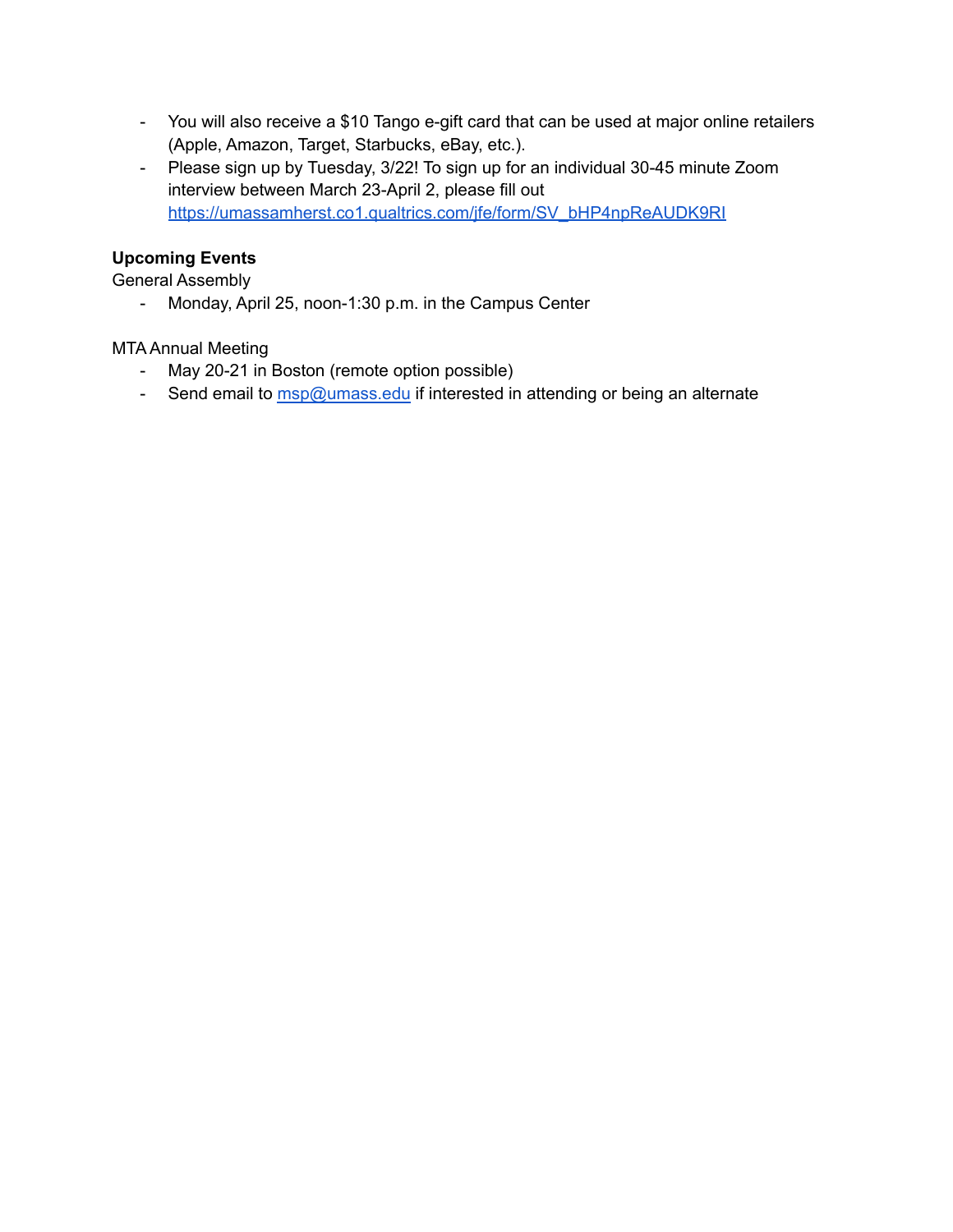- You will also receive a $10 Tango e-gift card that can be used at major online retailers (Apple, Amazon, Target, Starbucks, eBay, etc.).
- Please sign up by Tuesday, 3/22! To sign up for an individual 30-45 minute Zoom interview between March 23-April 2, please fill out https://umassamherst.co1.qualtrics.com/jfe/form/SV_bHP4npReAUDK9RI

**Upcoming Events**

General Assembly

- Monday, April 25, noon-1:30 p.m. in the Campus Center

MTA Annual Meeting

- May 20-21 in Boston (remote option possible)
- Send email to msp@umass.edu if interested in attending or being an alternate